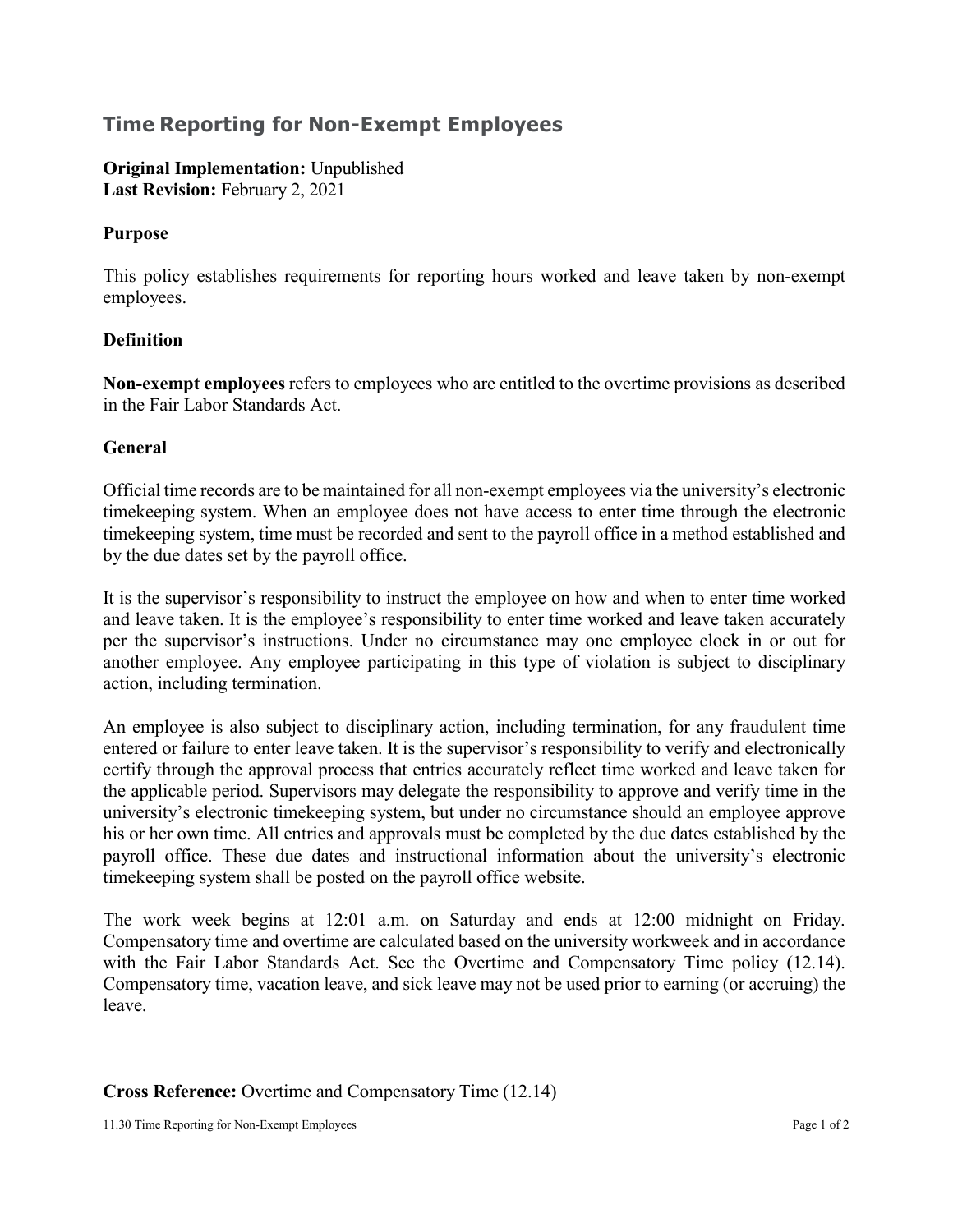# Time Reporting for Non-Exempt Employees

**Original Implementation:** Unpublished
**Last Revision:** February 2, 2021

## Purpose

This policy establishes requirements for reporting hours worked and leave taken by non-exempt employees.

## Definition

**Non-exempt employees** refers to employees who are entitled to the overtime provisions as described in the Fair Labor Standards Act.

## General

Official time records are to be maintained for all non-exempt employees via the university's electronic timekeeping system. When an employee does not have access to enter time through the electronic timekeeping system, time must be recorded and sent to the payroll office in a method established and by the due dates set by the payroll office.

It is the supervisor's responsibility to instruct the employee on how and when to enter time worked and leave taken. It is the employee's responsibility to enter time worked and leave taken accurately per the supervisor's instructions. Under no circumstance may one employee clock in or out for another employee. Any employee participating in this type of violation is subject to disciplinary action, including termination.

An employee is also subject to disciplinary action, including termination, for any fraudulent time entered or failure to enter leave taken. It is the supervisor's responsibility to verify and electronically certify through the approval process that entries accurately reflect time worked and leave taken for the applicable period. Supervisors may delegate the responsibility to approve and verify time in the university's electronic timekeeping system, but under no circumstance should an employee approve his or her own time. All entries and approvals must be completed by the due dates established by the payroll office. These due dates and instructional information about the university's electronic timekeeping system shall be posted on the payroll office website.

The work week begins at 12:01 a.m. on Saturday and ends at 12:00 midnight on Friday. Compensatory time and overtime are calculated based on the university workweek and in accordance with the Fair Labor Standards Act. See the Overtime and Compensatory Time policy (12.14). Compensatory time, vacation leave, and sick leave may not be used prior to earning (or accruing) the leave.

**Cross Reference:** Overtime and Compensatory Time (12.14)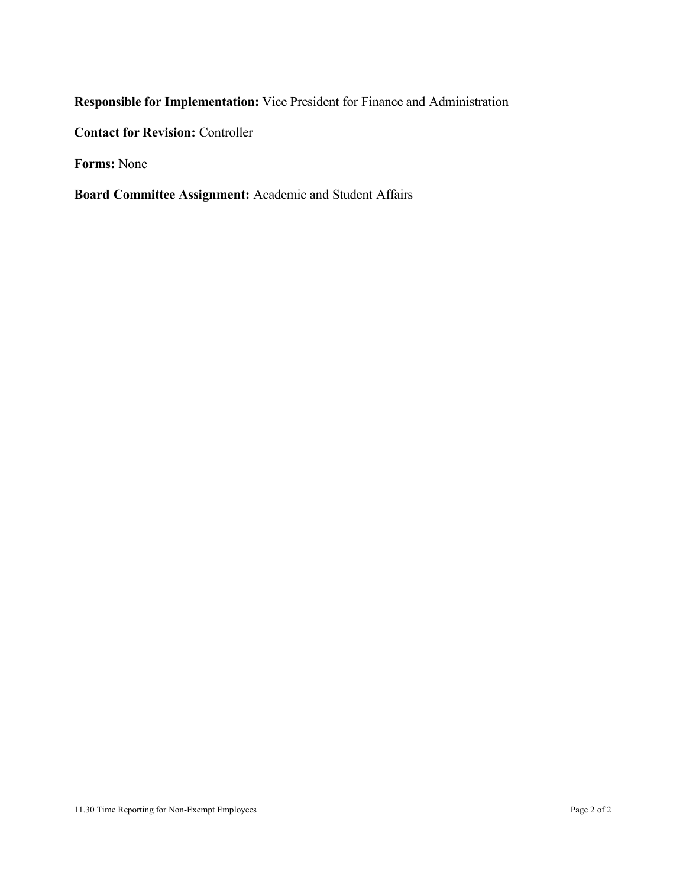**Responsible for Implementation:** Vice President for Finance and Administration

**Contact for Revision:** Controller

**Forms:** None

**Board Committee Assignment:** Academic and Student Affairs